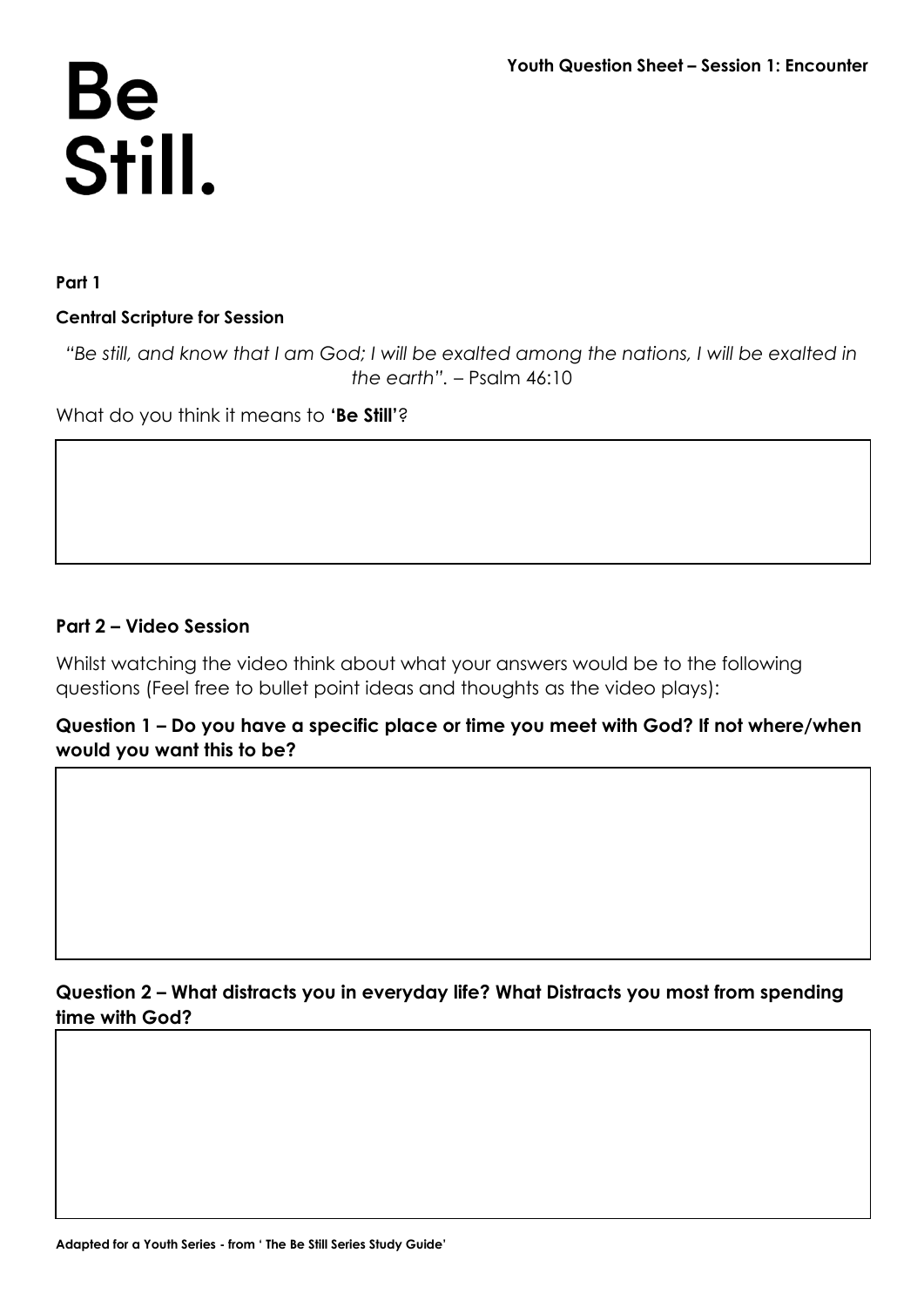# Be Still.

**Youth Question Sheet – Session 1: Encounter**

**Part 1**

**Central Scripture for Session**

*"Be still, and know that I am God; I will be exalted among the nations, I will be exalted in the earth".* – Psalm 46:10

What do you think it means to **'Be Still'**?

**Part 2 – Video Session**

Whilst watching the video think about what your answers would be to the following questions (Feel free to bullet point ideas and thoughts as the video plays):

**Question 1 – Do you have a specific place or time you meet with God? If not where/when would you want this to be?**

**Question 2 – What distracts you in everyday life? What Distracts you most from spending time with God?**

**Adapted for a Youth Series - from ' The Be Still Series Study Guide'**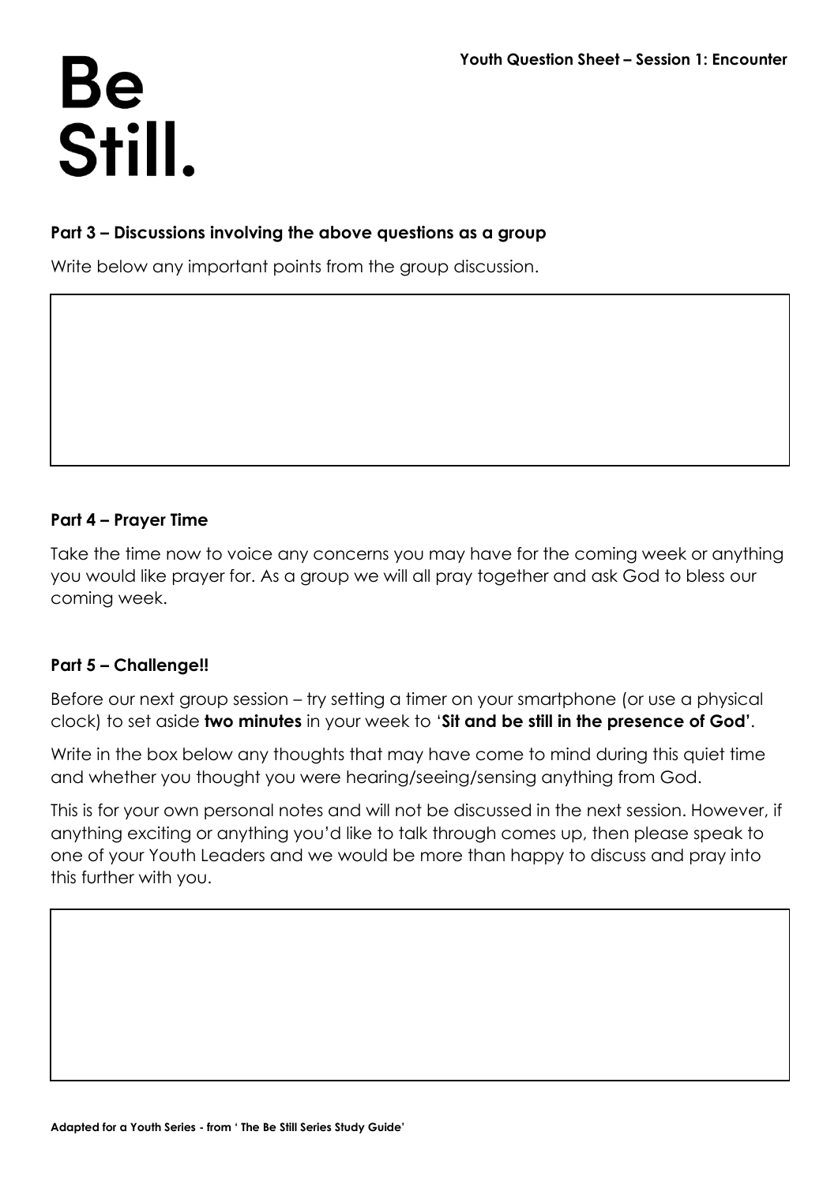# Be Still.

**Youth Question Sheet – Session 1: Encounter**

**Part 3 – Discussions involving the above questions as a group**

Write below any important points from the group discussion.

**Part 4 – Prayer Time**

Take the time now to voice any concerns you may have for the coming week or anything you would like prayer for. As a group we will all pray together and ask God to bless our coming week.

**Part 5 – Challenge!!**

Before our next group session – try setting a timer on your smartphone (or use a physical clock) to set aside **two minutes** in your week to '**Sit and be still in the presence of God**'.

Write in the box below any thoughts that may have come to mind during this quiet time and whether you thought you were hearing/seeing/sensing anything from God.

This is for your own personal notes and will not be discussed in the next session. However, if anything exciting or anything you'd like to talk through comes up, then please speak to one of your Youth Leaders and we would be more than happy to discuss and pray into this further with you.

**Adapted for a Youth Series - from ' The Be Still Series Study Guide'**